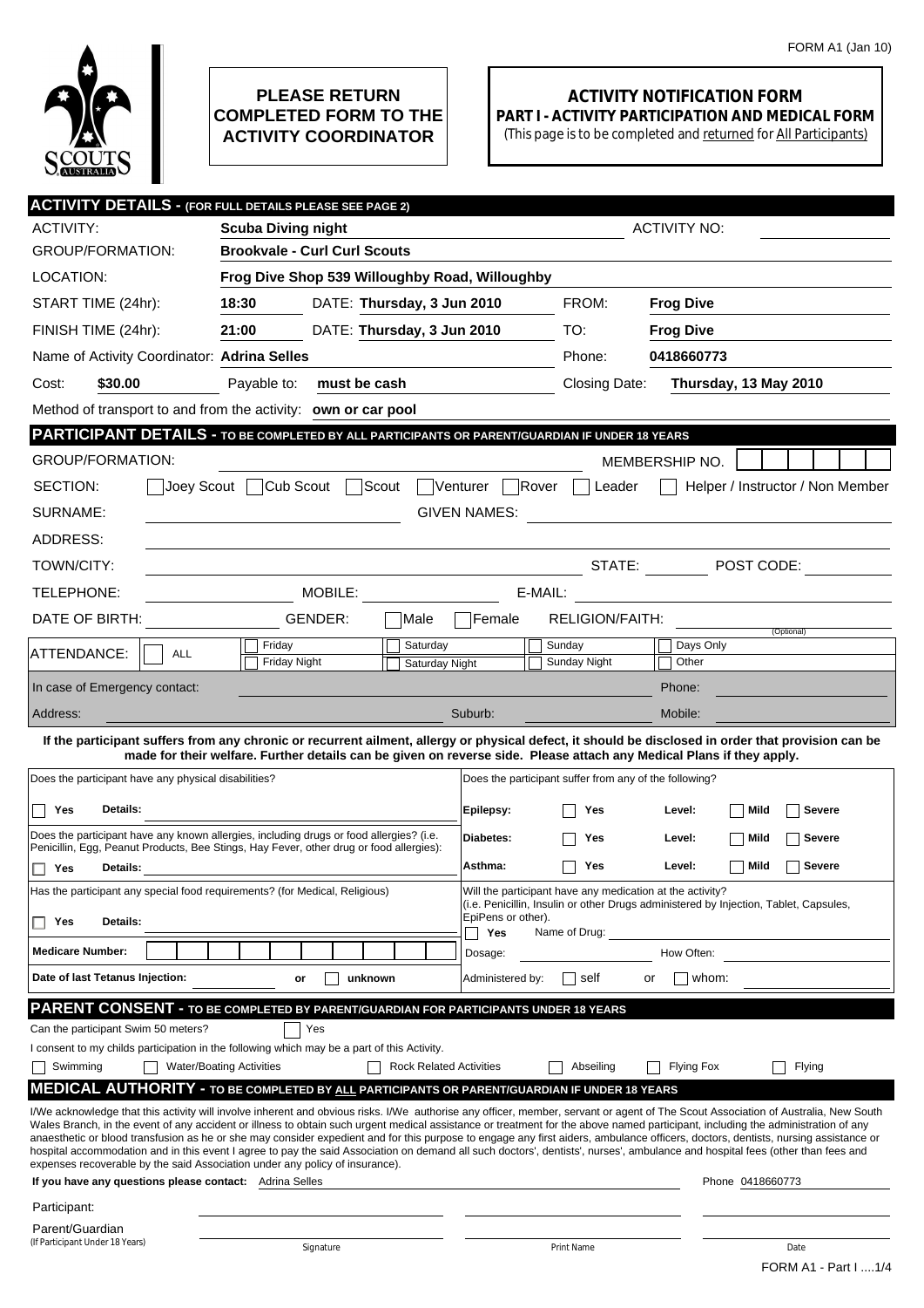FORM A1 (Jan 10)

**PLEASE RETURN COMPLETED FORM TO THE ACTIVITY COORDINATOR**

# ACTIVITY NOTIFICATION FORM

## PART I - ACTIVITY PARTICIPATION AND MEDICAL FORM

(This page is to be completed and returned for All Participants)

## ACTIVITY DETAILS - (FOR FULL DETAILS PLEASE SEE PAGE 2)

ACTIVITY: **Scuba Diving night** ACTIVITY NO:

GROUP/FORMATION: **Brookvale - Curl Curl Scouts**

LOCATION: **Frog Dive Shop 539 Willoughby Road, Willoughby**

START TIME (24hr): **18:30** DATE: **Thursday, 3 Jun 2010** FROM: **Frog Dive**

FINISH TIME (24hr): **21:00** DATE: **Thursday, 3 Jun 2010** TO: **Frog Dive**

Name of Activity Coordinator: **Adrina Selles** Phone: **0418660773**

Cost: **$30.00** Payable to: **must be cash** Closing Date: **Thursday, 13 May 2010**

Method of transport to and from the activity: **own or car pool**

## PARTICIPANT DETAILS - TO BE COMPLETED BY ALL PARTICIPANTS OR PARENT/GUARDIAN IF UNDER 18 YEARS

GROUP/FORMATION: MEMBERSHIP NO.

SECTION: ☐ Joey Scout ☐ Cub Scout ☐ Scout ☐ Venturer ☐ Rover ☐ Leader ☐ Helper / Instructor / Non Member

SURNAME: GIVEN NAMES:

ADDRESS:

TOWN/CITY: STATE: POST CODE:

TELEPHONE: MOBILE: E-MAIL:

DATE OF BIRTH: GENDER: ☐ Male ☐ Female RELIGION/FAITH: (Optional)

ATTENDANCE: ☐ ALL ☐ Friday ☐ Friday Night ☐ Saturday ☐ Saturday Night ☐ Sunday ☐ Sunday Night ☐ Days Only ☐ Other

In case of Emergency contact: Phone:

Address: Suburb: Mobile:

**If the participant suffers from any chronic or recurrent ailment, allergy or physical defect, it should be disclosed in order that provision can be made for their welfare. Further details can be given on reverse side. Please attach any Medical Plans if they apply.**

Does the participant have any physical disabilities?

☐ Yes **Details:**

Does the participant have any known allergies, including drugs or food allergies? (i.e. Penicillin, Egg, Peanut Products, Bee Stings, Hay Fever, other drug or food allergies):

☐ Yes **Details:**

Has the participant any special food requirements? (for Medical, Religious)

☐ Yes **Details:**

**Medicare Number:**

**Date of last Tetanus Injection:** or ☐ unknown

Does the participant suffer from any of the following?

| | | | | |
|---|---|---|---|---|
| **Epilepsy:** | ☐ Yes | **Level:** | ☐ **Mild** | ☐ **Severe** |
| **Diabetes:** | ☐ Yes | **Level:** | ☐ **Mild** | ☐ **Severe** |
| **Asthma:** | ☐ Yes | **Level:** | ☐ **Mild** | ☐ **Severe** |

Will the participant have any medication at the activity? (i.e. Penicillin, Insulin or other Drugs administered by Injection, Tablet, Capsules, EpiPens or other).

☐ **Yes** Name of Drug:

Dosage: How Often:

Administered by: ☐ self or ☐ whom:

## PARENT CONSENT - TO BE COMPLETED BY PARENT/GUARDIAN FOR PARTICIPANTS UNDER 18 YEARS

Can the participant Swim 50 meters? ☐ Yes

I consent to my childs participation in the following which may be a part of this Activity.

☐ Swimming ☐ Water/Boating Activities ☐ Rock Related Activities ☐ Abseiling ☐ Flying Fox ☐ Flying

## MEDICAL AUTHORITY - TO BE COMPLETED BY ALL PARTICIPANTS OR PARENT/GUARDIAN IF UNDER 18 YEARS

I/We acknowledge that this activity will involve inherent and obvious risks. I/We authorise any officer, member, servant or agent of The Scout Association of Australia, New South Wales Branch, in the event of any accident or illness to obtain such urgent medical assistance or treatment for the above named participant, including the administration of any anaesthetic or blood transfusion as he or she may consider expedient and for this purpose to engage any first aiders, ambulance officers, doctors, dentists, nursing assistance or hospital accommodation and in this event I agree to pay the said Association on demand all such doctors', dentists', nurses', ambulance and hospital fees (other than fees and expenses recoverable by the said Association under any policy of insurance).

**If you have any questions please contact:** Adrina Selles Phone 0418660773

| | Signature | Print Name | Date |
|---|---|---|---|
| Participant: | | | |
| Parent/Guardian (If Participant Under 18 Years) | | | |

FORM A1 - Part I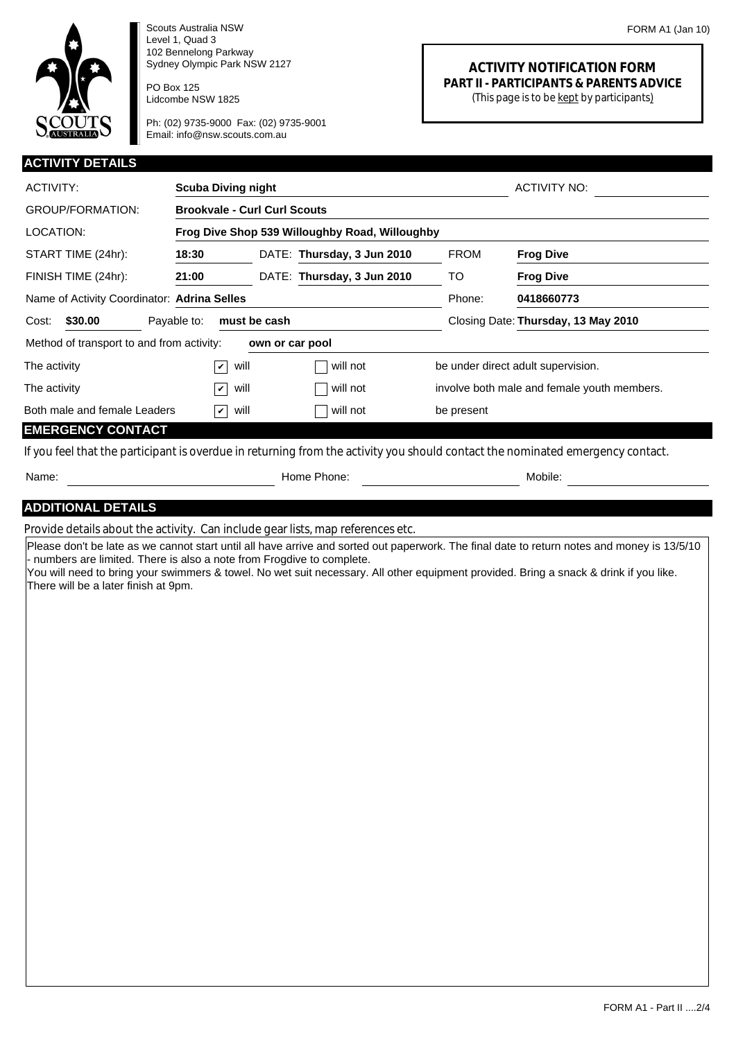Scouts Australia NSW
Level 1, Quad 3
102 Bennelong Parkway
Sydney Olympic Park NSW 2127

PO Box 125
Lidcombe NSW 1825

Ph: (02) 9735-9000 Fax: (02) 9735-9001
Email: info@nsw.scouts.com.au

FORM A1 (Jan 10)

# ACTIVITY NOTIFICATION FORM

**PART II - PARTICIPANTS & PARENTS ADVICE**

*(This page is to be kept by participants)*

## ACTIVITY DETAILS

ACTIVITY: **Scuba Diving night** ACTIVITY NO:

GROUP/FORMATION: **Brookvale - Curl Curl Scouts**

LOCATION: **Frog Dive Shop 539 Willoughby Road, Willoughby**

START TIME (24hr): **18:30** DATE: **Thursday, 3 Jun 2010** FROM **Frog Dive**

FINISH TIME (24hr): **21:00** DATE: **Thursday, 3 Jun 2010** TO **Frog Dive**

Name of Activity Coordinator: **Adrina Selles** Phone: **0418660773**

Cost: **$30.00** Payable to: **must be cash** Closing Date: **Thursday, 13 May 2010**

Method of transport to and from activity: **own or car pool**

The activity ☑ will ☐ will not be under direct adult supervision.

The activity ☑ will ☐ will not involve both male and female youth members.

Both male and female Leaders ☑ will ☐ will not be present

## EMERGENCY CONTACT

If you feel that the participant is overdue in returning from the activity you should contact the nominated emergency contact.

Name: Home Phone: Mobile:

## ADDITIONAL DETAILS

Provide details about the activity. Can include gear lists, map references etc.

Please don't be late as we cannot start until all have arrive and sorted out paperwork. The final date to return notes and money is 13/5/10 - numbers are limited. There is also a note from Frogdive to complete.
You will need to bring your swimmers & towel. No wet suit necessary. All other equipment provided. Bring a snack & drink if you like.
There will be a later finish at 9pm.

FORM A1 - Part II ....2/4